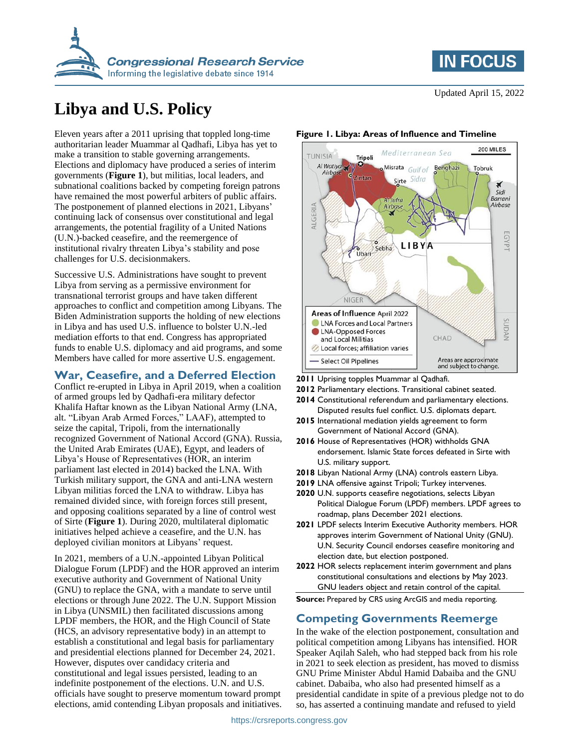# Libya and U.S. Policy

Updated April 15, 2022

Eleven years after a 2011 uprising that toppled long-time authoritarian leader Muammar al Qadhafi, Libya has yet to make a transition to stable governing arrangements. Elections and diplomacy have produced a series of interim governments (**Figure 1**), but militias, local leaders, and subnational coalitions backed by competing foreign patrons have remained the most powerful arbiters of public affairs. The postponement of planned elections in 2021, Libyans' continuing lack of consensus over constitutional and legal arrangements, the potential fragility of a United Nations (U.N.)-backed ceasefire, and the reemergence of institutional rivalry threaten Libya's stability and pose challenges for U.S. decisionmakers.

Successive U.S. Administrations have sought to prevent Libya from serving as a permissive environment for transnational terrorist groups and have taken different approaches to conflict and competition among Libyans. The Biden Administration supports the holding of new elections in Libya and has used U.S. influence to bolster U.N.-led mediation efforts to that end. Congress has appropriated funds to enable U.S. diplomacy and aid programs, and some Members have called for more assertive U.S. engagement.

## War, Ceasefire, and a Deferred Election

Conflict re-erupted in Libya in April 2019, when a coalition of armed groups led by Qadhafi-era military defector Khalifa Haftar known as the Libyan National Army (LNA, alt. "Libyan Arab Armed Forces," LAAF), attempted to seize the capital, Tripoli, from the internationally recognized Government of National Accord (GNA). Russia, the United Arab Emirates (UAE), Egypt, and leaders of Libya's House of Representatives (HOR, an interim parliament last elected in 2014) backed the LNA. With Turkish military support, the GNA and anti-LNA western Libyan militias forced the LNA to withdraw. Libya has remained divided since, with foreign forces still present, and opposing coalitions separated by a line of control west of Sirte (**Figure 1**). During 2020, multilateral diplomatic initiatives helped achieve a ceasefire, and the U.N. has deployed civilian monitors at Libyans' request.

In 2021, members of a U.N.-appointed Libyan Political Dialogue Forum (LPDF) and the HOR approved an interim executive authority and Government of National Unity (GNU) to replace the GNA, with a mandate to serve until elections or through June 2022. The U.N. Support Mission in Libya (UNSMIL) then facilitated discussions among LPDF members, the HOR, and the High Council of State (HCS, an advisory representative body) in an attempt to establish a constitutional and legal basis for parliamentary and presidential elections planned for December 24, 2021. However, disputes over candidacy criteria and constitutional and legal issues persisted, leading to an indefinite postponement of the elections. U.N. and U.S. officials have sought to preserve momentum toward prompt elections, amid contending Libyan proposals and initiatives.

**Figure 1. Libya: Areas of Influence and Timeline**

Areas of Influence April 2022
- LNA Forces and Local Partners
- LNA-Opposed Forces and Local Militias
- Local forces; affiliation varies
- Select Oil Pipelines

Areas are approximate and subject to change.

- **2011** Uprising topples Muammar al Qadhafi.
- **2012** Parliamentary elections. Transitional cabinet seated.
- **2014** Constitutional referendum and parliamentary elections. Disputed results fuel conflict. U.S. diplomats depart.
- **2015** International mediation yields agreement to form Government of National Accord (GNA).
- **2016** House of Representatives (HOR) withholds GNA endorsement. Islamic State forces defeated in Sirte with U.S. military support.
- **2018** Libyan National Army (LNA) controls eastern Libya.
- **2019** LNA offensive against Tripoli; Turkey intervenes.
- **2020** U.N. supports ceasefire negotiations, selects Libyan Political Dialogue Forum (LPDF) members. LPDF agrees to roadmap, plans December 2021 elections.
- **2021** LPDF selects Interim Executive Authority members. HOR approves interim Government of National Unity (GNU). U.N. Security Council endorses ceasefire monitoring and election date, but election postponed.
- **2022** HOR selects replacement interim government and plans constitutional consultations and elections by May 2023. GNU leaders object and retain control of the capital.

**Source:** Prepared by CRS using ArcGIS and media reporting.

## Competing Governments Reemerge

In the wake of the election postponement, consultation and political competition among Libyans has intensified. HOR Speaker Aqilah Saleh, who had stepped back from his role in 2021 to seek election as president, has moved to dismiss GNU Prime Minister Abdul Hamid Dabaiba and the GNU cabinet. Dabaiba, who also had presented himself as a presidential candidate in spite of a previous pledge not to do so, has asserted a continuing mandate and refused to yield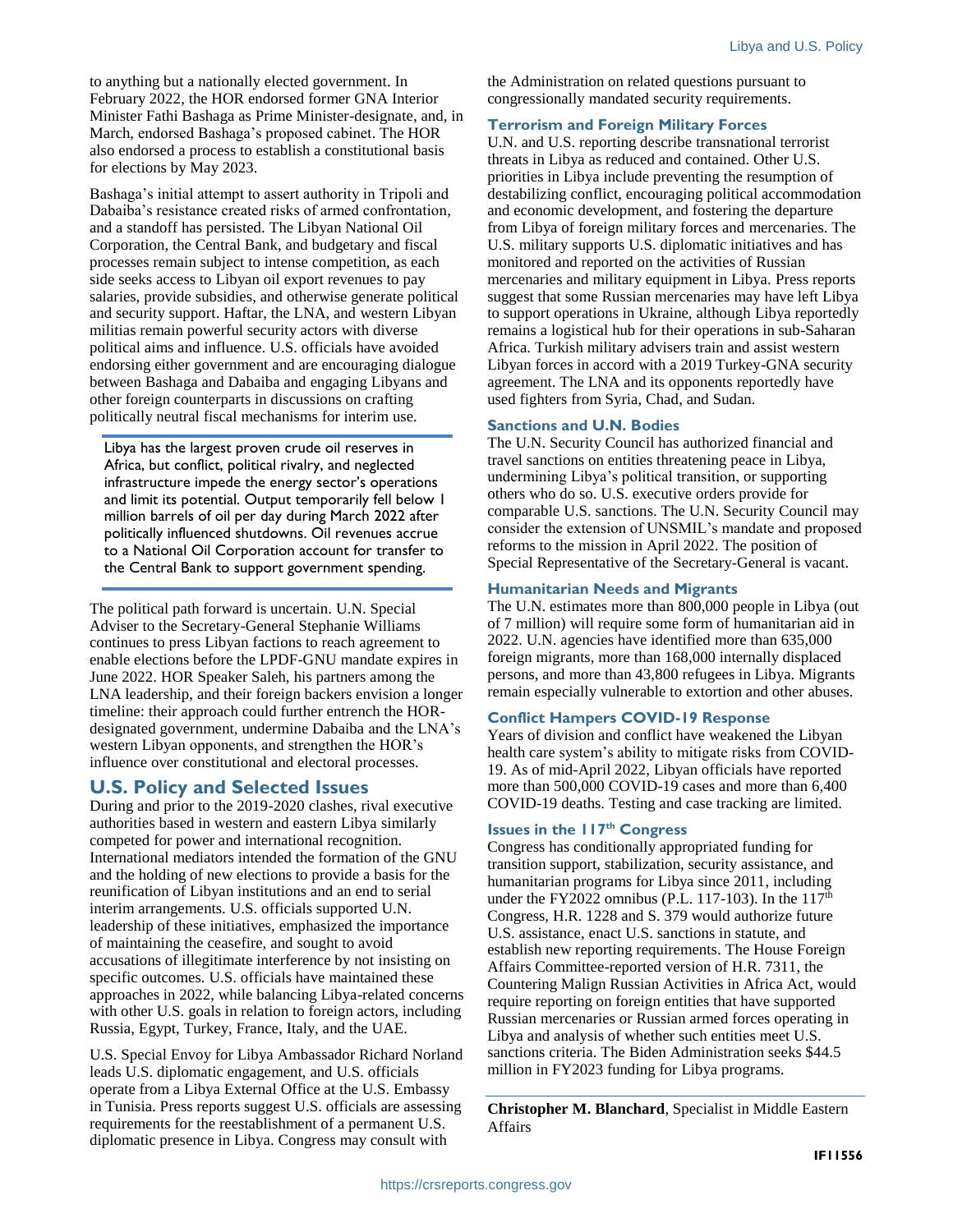to anything but a nationally elected government. In February 2022, the HOR endorsed former GNA Interior Minister Fathi Bashaga as Prime Minister-designate, and, in March, endorsed Bashaga's proposed cabinet. The HOR also endorsed a process to establish a constitutional basis for elections by May 2023.

Bashaga's initial attempt to assert authority in Tripoli and Dabaiba's resistance created risks of armed confrontation, and a standoff has persisted. The Libyan National Oil Corporation, the Central Bank, and budgetary and fiscal processes remain subject to intense competition, as each side seeks access to Libyan oil export revenues to pay salaries, provide subsidies, and otherwise generate political and security support. Haftar, the LNA, and western Libyan militias remain powerful security actors with diverse political aims and influence. U.S. officials have avoided endorsing either government and are encouraging dialogue between Bashaga and Dabaiba and engaging Libyans and other foreign counterparts in discussions on crafting politically neutral fiscal mechanisms for interim use.

> Libya has the largest proven crude oil reserves in Africa, but conflict, political rivalry, and neglected infrastructure impede the energy sector's operations and limit its potential. Output temporarily fell below 1 million barrels of oil per day during March 2022 after politically influenced shutdowns. Oil revenues accrue to a National Oil Corporation account for transfer to the Central Bank to support government spending.

The political path forward is uncertain. U.N. Special Adviser to the Secretary-General Stephanie Williams continues to press Libyan factions to reach agreement to enable elections before the LPDF-GNU mandate expires in June 2022. HOR Speaker Saleh, his partners among the LNA leadership, and their foreign backers envision a longer timeline: their approach could further entrench the HOR-designated government, undermine Dabaiba and the LNA's western Libyan opponents, and strengthen the HOR's influence over constitutional and electoral processes.

## U.S. Policy and Selected Issues

During and prior to the 2019-2020 clashes, rival executive authorities based in western and eastern Libya similarly competed for power and international recognition. International mediators intended the formation of the GNU and the holding of new elections to provide a basis for the reunification of Libyan institutions and an end to serial interim arrangements. U.S. officials supported U.N. leadership of these initiatives, emphasized the importance of maintaining the ceasefire, and sought to avoid accusations of illegitimate interference by not insisting on specific outcomes. U.S. officials have maintained these approaches in 2022, while balancing Libya-related concerns with other U.S. goals in relation to foreign actors, including Russia, Egypt, Turkey, France, Italy, and the UAE.

U.S. Special Envoy for Libya Ambassador Richard Norland leads U.S. diplomatic engagement, and U.S. officials operate from a Libya External Office at the U.S. Embassy in Tunisia. Press reports suggest U.S. officials are assessing requirements for the reestablishment of a permanent U.S. diplomatic presence in Libya. Congress may consult with the Administration on related questions pursuant to congressionally mandated security requirements.

### Terrorism and Foreign Military Forces

U.N. and U.S. reporting describe transnational terrorist threats in Libya as reduced and contained. Other U.S. priorities in Libya include preventing the resumption of destabilizing conflict, encouraging political accommodation and economic development, and fostering the departure from Libya of foreign military forces and mercenaries. The U.S. military supports U.S. diplomatic initiatives and has monitored and reported on the activities of Russian mercenaries and military equipment in Libya. Press reports suggest that some Russian mercenaries may have left Libya to support operations in Ukraine, although Libya reportedly remains a logistical hub for their operations in sub-Saharan Africa. Turkish military advisers train and assist western Libyan forces in accord with a 2019 Turkey-GNA security agreement. The LNA and its opponents reportedly have used fighters from Syria, Chad, and Sudan.

### Sanctions and U.N. Bodies

The U.N. Security Council has authorized financial and travel sanctions on entities threatening peace in Libya, undermining Libya's political transition, or supporting others who do so. U.S. executive orders provide for comparable U.S. sanctions. The U.N. Security Council may consider the extension of UNSMIL's mandate and proposed reforms to the mission in April 2022. The position of Special Representative of the Secretary-General is vacant.

### Humanitarian Needs and Migrants

The U.N. estimates more than 800,000 people in Libya (out of 7 million) will require some form of humanitarian aid in 2022. U.N. agencies have identified more than 635,000 foreign migrants, more than 168,000 internally displaced persons, and more than 43,800 refugees in Libya. Migrants remain especially vulnerable to extortion and other abuses.

### Conflict Hampers COVID-19 Response

Years of division and conflict have weakened the Libyan health care system's ability to mitigate risks from COVID-19. As of mid-April 2022, Libyan officials have reported more than 500,000 COVID-19 cases and more than 6,400 COVID-19 deaths. Testing and case tracking are limited.

### Issues in the 117th Congress

Congress has conditionally appropriated funding for transition support, stabilization, security assistance, and humanitarian programs for Libya since 2011, including under the FY2022 omnibus (P.L. 117-103). In the 117th Congress, H.R. 1228 and S. 379 would authorize future U.S. assistance, enact U.S. sanctions in statute, and establish new reporting requirements. The House Foreign Affairs Committee-reported version of H.R. 7311, the Countering Malign Russian Activities in Africa Act, would require reporting on foreign entities that have supported Russian mercenaries or Russian armed forces operating in Libya and analysis of whether such entities meet U.S. sanctions criteria. The Biden Administration seeks $44.5 million in FY2023 funding for Libya programs.

**Christopher M. Blanchard**, Specialist in Middle Eastern Affairs

IF11556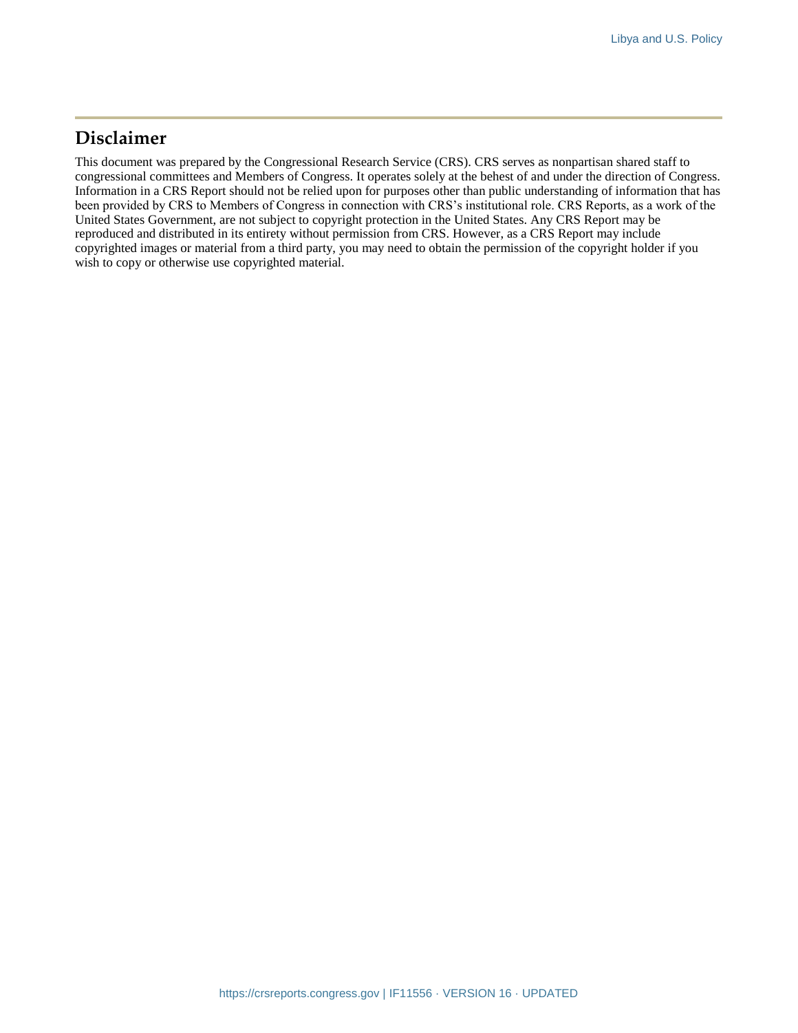## Disclaimer

This document was prepared by the Congressional Research Service (CRS). CRS serves as nonpartisan shared staff to congressional committees and Members of Congress. It operates solely at the behest of and under the direction of Congress. Information in a CRS Report should not be relied upon for purposes other than public understanding of information that has been provided by CRS to Members of Congress in connection with CRS's institutional role. CRS Reports, as a work of the United States Government, are not subject to copyright protection in the United States. Any CRS Report may be reproduced and distributed in its entirety without permission from CRS. However, as a CRS Report may include copyrighted images or material from a third party, you may need to obtain the permission of the copyright holder if you wish to copy or otherwise use copyrighted material.